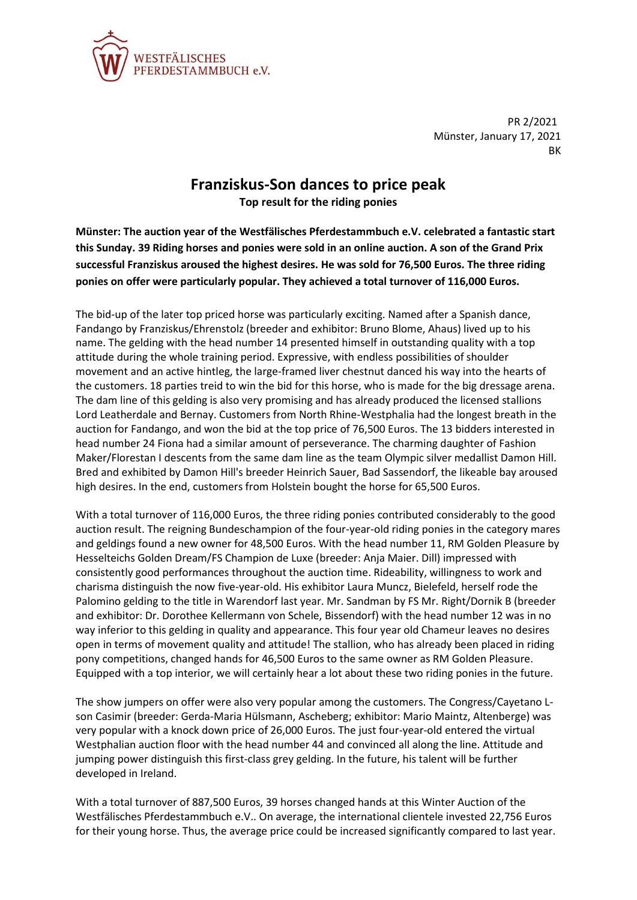WESTFÄLISCHES PFERDESTAMMBUCH e.V.

PR 2/2021
Münster, January 17, 2021
BK

# Franziskus-Son dances to price peak

**Top result for the riding ponies**

**Münster: The auction year of the Westfälisches Pferdestammbuch e.V. celebrated a fantastic start this Sunday. 39 Riding horses and ponies were sold in an online auction. A son of the Grand Prix successful Franziskus aroused the highest desires. He was sold for 76,500 Euros. The three riding ponies on offer were particularly popular. They achieved a total turnover of 116,000 Euros.**

The bid-up of the later top priced horse was particularly exciting. Named after a Spanish dance, Fandango by Franziskus/Ehrenstolz (breeder and exhibitor: Bruno Blome, Ahaus) lived up to his name. The gelding with the head number 14 presented himself in outstanding quality with a top attitude during the whole training period. Expressive, with endless possibilities of shoulder movement and an active hintleg, the large-framed liver chestnut danced his way into the hearts of the customers. 18 parties treid to win the bid for this horse, who is made for the big dressage arena. The dam line of this gelding is also very promising and has already produced the licensed stallions Lord Leatherdale and Bernay. Customers from North Rhine-Westphalia had the longest breath in the auction for Fandango, and won the bid at the top price of 76,500 Euros. The 13 bidders interested in head number 24 Fiona had a similar amount of perseverance. The charming daughter of Fashion Maker/Florestan I descents from the same dam line as the team Olympic silver medallist Damon Hill. Bred and exhibited by Damon Hill's breeder Heinrich Sauer, Bad Sassendorf, the likeable bay aroused high desires. In the end, customers from Holstein bought the horse for 65,500 Euros.

With a total turnover of 116,000 Euros, the three riding ponies contributed considerably to the good auction result. The reigning Bundeschampion of the four-year-old riding ponies in the category mares and geldings found a new owner for 48,500 Euros. With the head number 11, RM Golden Pleasure by Hesselteichs Golden Dream/FS Champion de Luxe (breeder: Anja Maier. Dill) impressed with consistently good performances throughout the auction time. Rideability, willingness to work and charisma distinguish the now five-year-old. His exhibitor Laura Muncz, Bielefeld, herself rode the Palomino gelding to the title in Warendorf last year. Mr. Sandman by FS Mr. Right/Dornik B (breeder and exhibitor: Dr. Dorothee Kellermann von Schele, Bissendorf) with the head number 12 was in no way inferior to this gelding in quality and appearance. This four year old Chameur leaves no desires open in terms of movement quality and attitude! The stallion, who has already been placed in riding pony competitions, changed hands for 46,500 Euros to the same owner as RM Golden Pleasure. Equipped with a top interior, we will certainly hear a lot about these two riding ponies in the future.

The show jumpers on offer were also very popular among the customers. The Congress/Cayetano L-son Casimir (breeder: Gerda-Maria Hülsmann, Ascheberg; exhibitor: Mario Maintz, Altenberge) was very popular with a knock down price of 26,000 Euros. The just four-year-old entered the virtual Westphalian auction floor with the head number 44 and convinced all along the line. Attitude and jumping power distinguish this first-class grey gelding. In the future, his talent will be further developed in Ireland.

With a total turnover of 887,500 Euros, 39 horses changed hands at this Winter Auction of the Westfälisches Pferdestammbuch e.V.. On average, the international clientele invested 22,756 Euros for their young horse. Thus, the average price could be increased significantly compared to last year.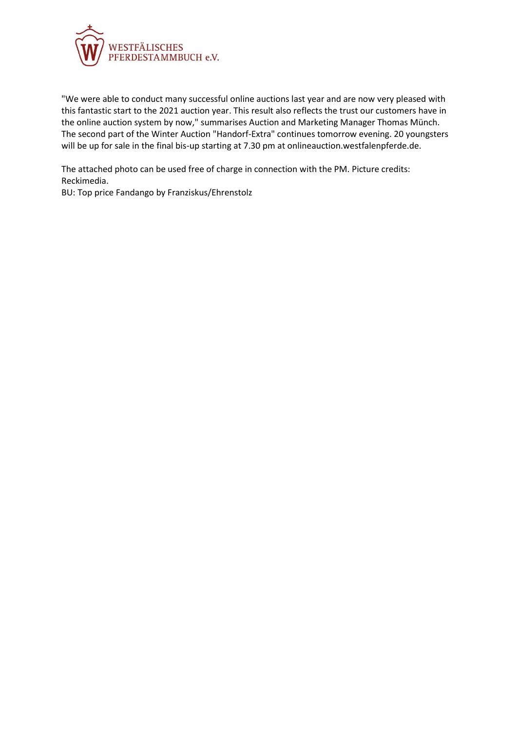"We were able to conduct many successful online auctions last year and are now very pleased with this fantastic start to the 2021 auction year. This result also reflects the trust our customers have in the online auction system by now," summarises Auction and Marketing Manager Thomas Münch. The second part of the Winter Auction "Handorf-Extra" continues tomorrow evening. 20 youngsters will be up for sale in the final bis-up starting at 7.30 pm at onlineauction.westfalenpferde.de.

The attached photo can be used free of charge in connection with the PM. Picture credits: Reckimedia.
BU: Top price Fandango by Franziskus/Ehrenstolz